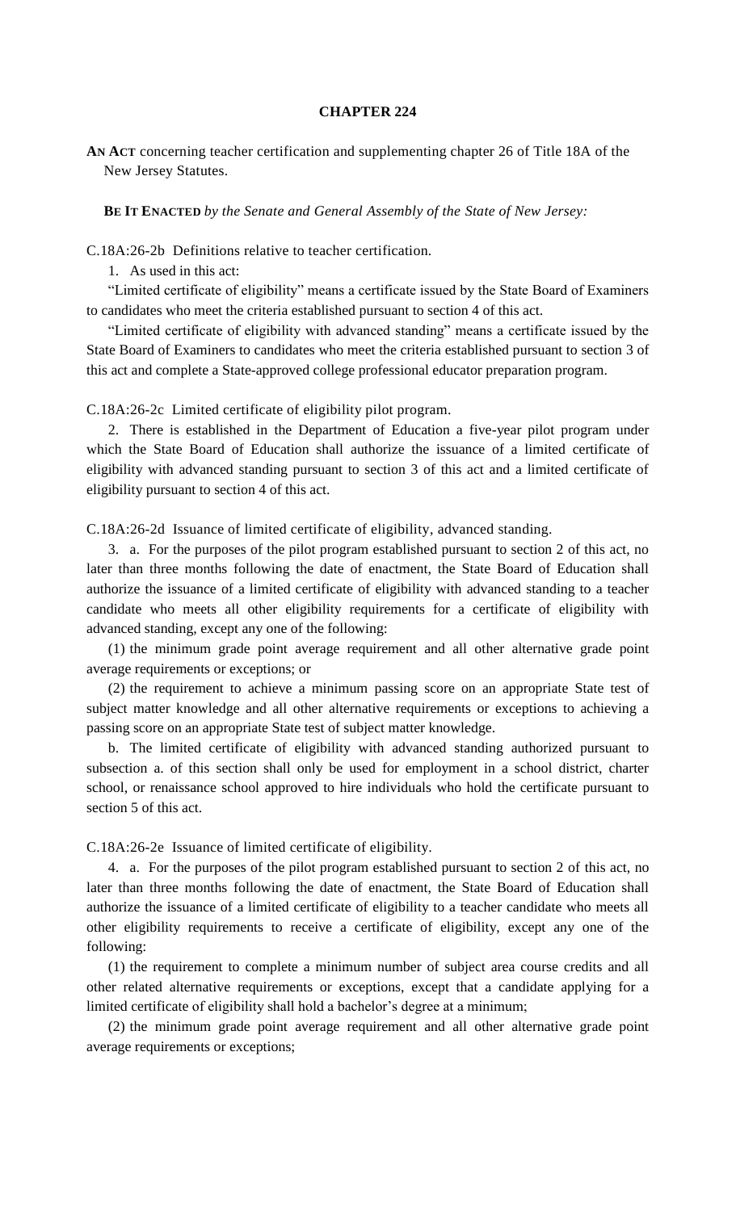# CHAPTER 224

**AN ACT** concerning teacher certification and supplementing chapter 26 of Title 18A of the New Jersey Statutes.

**BE IT ENACTED** *by the Senate and General Assembly of the State of New Jersey:*

C.18A:26-2b Definitions relative to teacher certification.

1. As used in this act:

"Limited certificate of eligibility" means a certificate issued by the State Board of Examiners to candidates who meet the criteria established pursuant to section 4 of this act.

"Limited certificate of eligibility with advanced standing" means a certificate issued by the State Board of Examiners to candidates who meet the criteria established pursuant to section 3 of this act and complete a State-approved college professional educator preparation program.

C.18A:26-2c Limited certificate of eligibility pilot program.

2. There is established in the Department of Education a five-year pilot program under which the State Board of Education shall authorize the issuance of a limited certificate of eligibility with advanced standing pursuant to section 3 of this act and a limited certificate of eligibility pursuant to section 4 of this act.

C.18A:26-2d Issuance of limited certificate of eligibility, advanced standing.

3. a. For the purposes of the pilot program established pursuant to section 2 of this act, no later than three months following the date of enactment, the State Board of Education shall authorize the issuance of a limited certificate of eligibility with advanced standing to a teacher candidate who meets all other eligibility requirements for a certificate of eligibility with advanced standing, except any one of the following:

(1) the minimum grade point average requirement and all other alternative grade point average requirements or exceptions; or

(2) the requirement to achieve a minimum passing score on an appropriate State test of subject matter knowledge and all other alternative requirements or exceptions to achieving a passing score on an appropriate State test of subject matter knowledge.

b. The limited certificate of eligibility with advanced standing authorized pursuant to subsection a. of this section shall only be used for employment in a school district, charter school, or renaissance school approved to hire individuals who hold the certificate pursuant to section 5 of this act.

C.18A:26-2e Issuance of limited certificate of eligibility.

4. a. For the purposes of the pilot program established pursuant to section 2 of this act, no later than three months following the date of enactment, the State Board of Education shall authorize the issuance of a limited certificate of eligibility to a teacher candidate who meets all other eligibility requirements to receive a certificate of eligibility, except any one of the following:

(1) the requirement to complete a minimum number of subject area course credits and all other related alternative requirements or exceptions, except that a candidate applying for a limited certificate of eligibility shall hold a bachelor's degree at a minimum;

(2) the minimum grade point average requirement and all other alternative grade point average requirements or exceptions;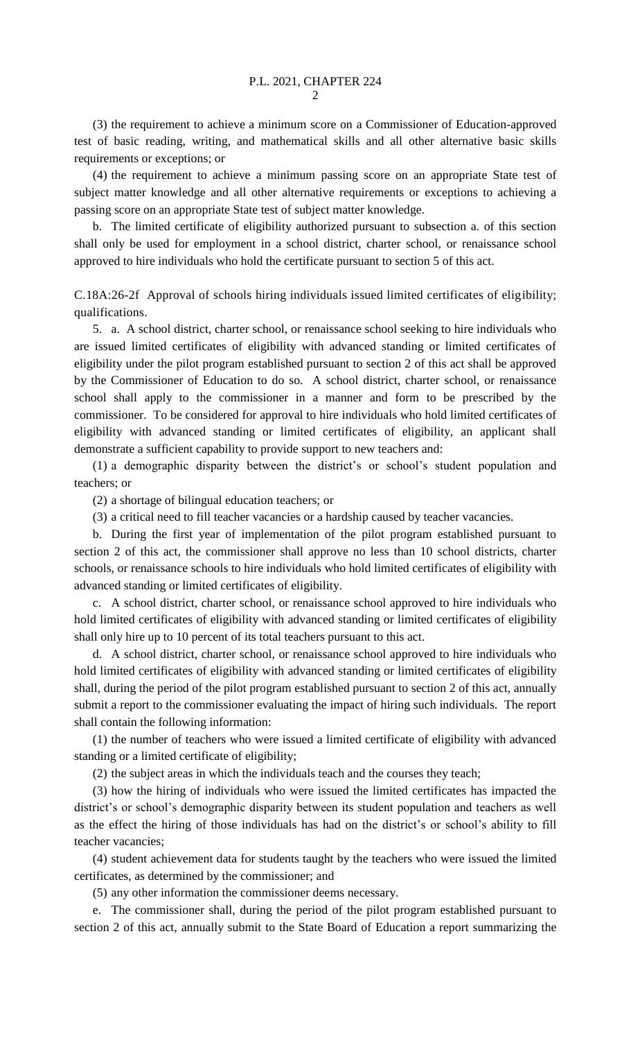(3) the requirement to achieve a minimum score on a Commissioner of Education-approved test of basic reading, writing, and mathematical skills and all other alternative basic skills requirements or exceptions; or

(4) the requirement to achieve a minimum passing score on an appropriate State test of subject matter knowledge and all other alternative requirements or exceptions to achieving a passing score on an appropriate State test of subject matter knowledge.

b. The limited certificate of eligibility authorized pursuant to subsection a. of this section shall only be used for employment in a school district, charter school, or renaissance school approved to hire individuals who hold the certificate pursuant to section 5 of this act.

C.18A:26-2f Approval of schools hiring individuals issued limited certificates of eligibility; qualifications.

5. a. A school district, charter school, or renaissance school seeking to hire individuals who are issued limited certificates of eligibility with advanced standing or limited certificates of eligibility under the pilot program established pursuant to section 2 of this act shall be approved by the Commissioner of Education to do so. A school district, charter school, or renaissance school shall apply to the commissioner in a manner and form to be prescribed by the commissioner. To be considered for approval to hire individuals who hold limited certificates of eligibility with advanced standing or limited certificates of eligibility, an applicant shall demonstrate a sufficient capability to provide support to new teachers and:

(1) a demographic disparity between the district's or school's student population and teachers; or

(2) a shortage of bilingual education teachers; or

(3) a critical need to fill teacher vacancies or a hardship caused by teacher vacancies.

b. During the first year of implementation of the pilot program established pursuant to section 2 of this act, the commissioner shall approve no less than 10 school districts, charter schools, or renaissance schools to hire individuals who hold limited certificates of eligibility with advanced standing or limited certificates of eligibility.

c. A school district, charter school, or renaissance school approved to hire individuals who hold limited certificates of eligibility with advanced standing or limited certificates of eligibility shall only hire up to 10 percent of its total teachers pursuant to this act.

d. A school district, charter school, or renaissance school approved to hire individuals who hold limited certificates of eligibility with advanced standing or limited certificates of eligibility shall, during the period of the pilot program established pursuant to section 2 of this act, annually submit a report to the commissioner evaluating the impact of hiring such individuals. The report shall contain the following information:

(1) the number of teachers who were issued a limited certificate of eligibility with advanced standing or a limited certificate of eligibility;

(2) the subject areas in which the individuals teach and the courses they teach;

(3) how the hiring of individuals who were issued the limited certificates has impacted the district's or school's demographic disparity between its student population and teachers as well as the effect the hiring of those individuals has had on the district's or school's ability to fill teacher vacancies;

(4) student achievement data for students taught by the teachers who were issued the limited certificates, as determined by the commissioner; and

(5) any other information the commissioner deems necessary.

e. The commissioner shall, during the period of the pilot program established pursuant to section 2 of this act, annually submit to the State Board of Education a report summarizing the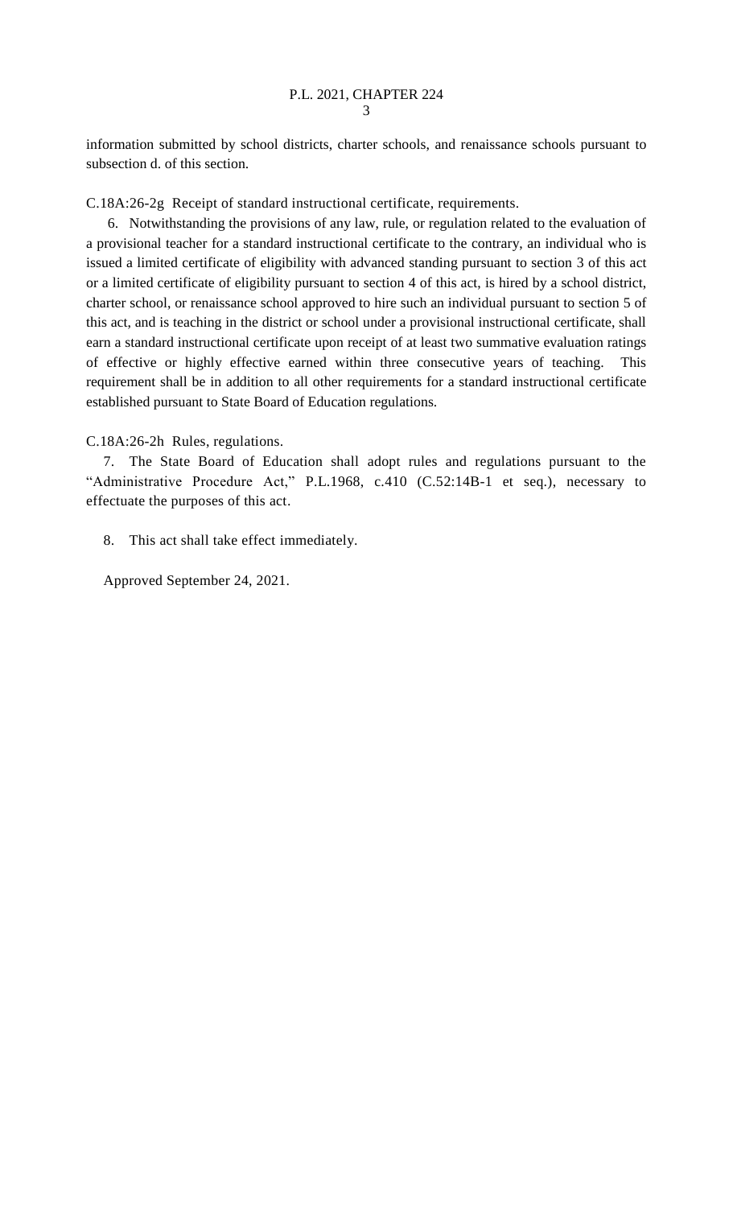information submitted by school districts, charter schools, and renaissance schools pursuant to subsection d. of this section.

C.18A:26-2g Receipt of standard instructional certificate, requirements.

6. Notwithstanding the provisions of any law, rule, or regulation related to the evaluation of a provisional teacher for a standard instructional certificate to the contrary, an individual who is issued a limited certificate of eligibility with advanced standing pursuant to section 3 of this act or a limited certificate of eligibility pursuant to section 4 of this act, is hired by a school district, charter school, or renaissance school approved to hire such an individual pursuant to section 5 of this act, and is teaching in the district or school under a provisional instructional certificate, shall earn a standard instructional certificate upon receipt of at least two summative evaluation ratings of effective or highly effective earned within three consecutive years of teaching. This requirement shall be in addition to all other requirements for a standard instructional certificate established pursuant to State Board of Education regulations.

C.18A:26-2h Rules, regulations.

7. The State Board of Education shall adopt rules and regulations pursuant to the "Administrative Procedure Act," P.L.1968, c.410 (C.52:14B-1 et seq.), necessary to effectuate the purposes of this act.

8. This act shall take effect immediately.

Approved September 24, 2021.